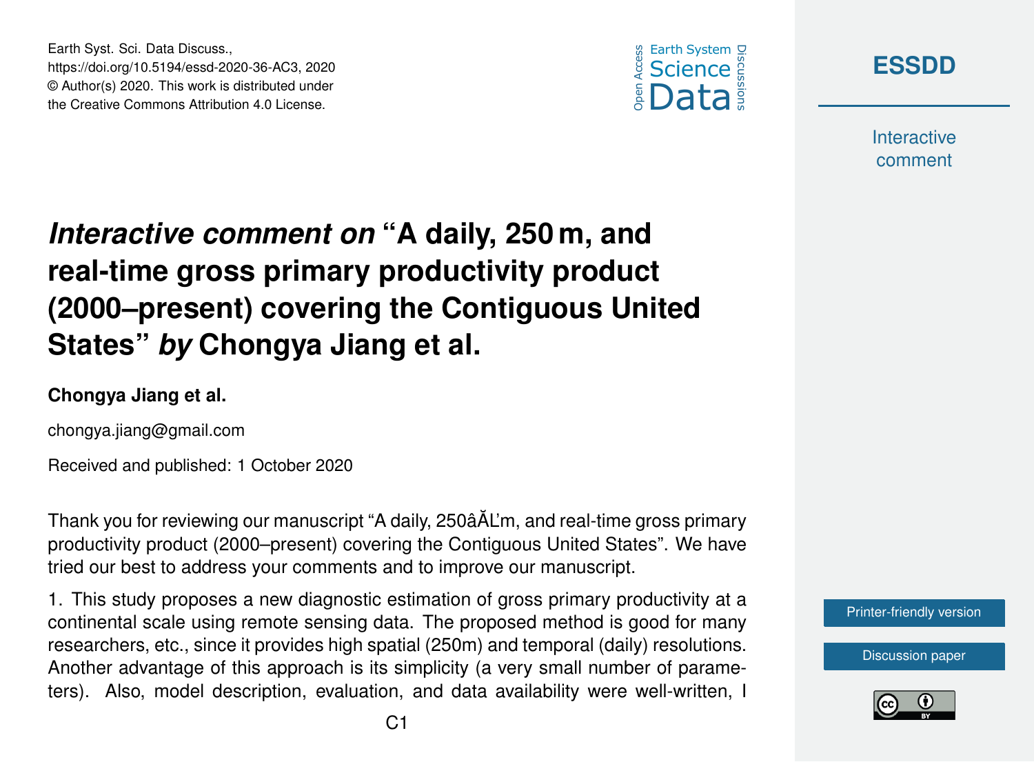# *Interactive comment on* "A daily, 250 m, and real-time gross primary productivity product (2000–present) covering the Contiguous United States" *by* Chongya Jiang et al.

**Chongya Jiang et al.**

chongya.jiang@gmail.com

Received and published: 1 October 2020

Thank you for reviewing our manuscript "A daily, 250âĂĽm, and real-time gross primary productivity product (2000–present) covering the Contiguous United States". We have tried our best to address your comments and to improve our manuscript.

1. This study proposes a new diagnostic estimation of gross primary productivity at a continental scale using remote sensing data. The proposed method is good for many researchers, etc., since it provides high spatial (250m) and temporal (daily) resolutions. Another advantage of this approach is its simplicity (a very small number of parameters). Also, model description, evaluation, and data availability were well-written, I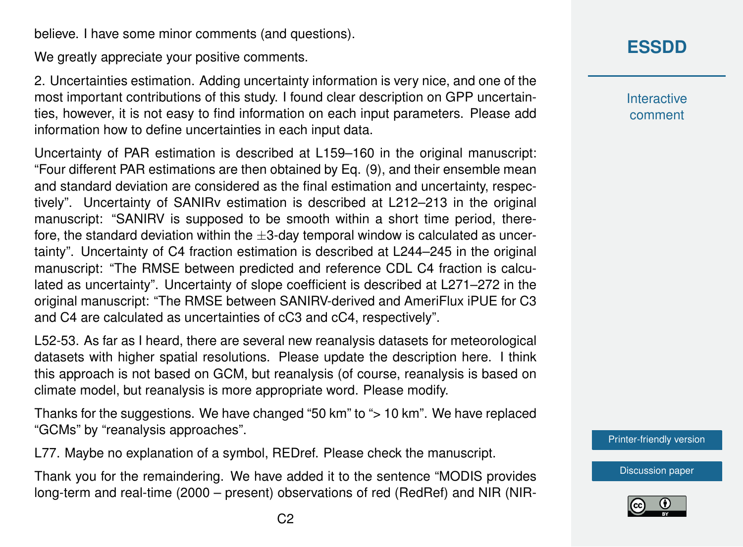believe. I have some minor comments (and questions).

We greatly appreciate your positive comments.

2. Uncertainties estimation. Adding uncertainty information is very nice, and one of the most important contributions of this study. I found clear description on GPP uncertainties, however, it is not easy to find information on each input parameters. Please add information how to define uncertainties in each input data.

Uncertainty of PAR estimation is described at L159–160 in the original manuscript: "Four different PAR estimations are then obtained by Eq. (9), and their ensemble mean and standard deviation are considered as the final estimation and uncertainty, respectively". Uncertainty of SANIRv estimation is described at L212–213 in the original manuscript: "SANIRV is supposed to be smooth within a short time period, therefore, the standard deviation within the ±3-day temporal window is calculated as uncertainty". Uncertainty of C4 fraction estimation is described at L244–245 in the original manuscript: "The RMSE between predicted and reference CDL C4 fraction is calculated as uncertainty". Uncertainty of slope coefficient is described at L271–272 in the original manuscript: "The RMSE between SANIRV-derived and AmeriFlux iPUE for C3 and C4 are calculated as uncertainties of cC3 and cC4, respectively".

L52-53. As far as I heard, there are several new reanalysis datasets for meteorological datasets with higher spatial resolutions. Please update the description here. I think this approach is not based on GCM, but reanalysis (of course, reanalysis is based on climate model, but reanalysis is more appropriate word. Please modify.

Thanks for the suggestions. We have changed "50 km" to "> 10 km". We have replaced "GCMs" by "reanalysis approaches".

L77. Maybe no explanation of a symbol, REDref. Please check the manuscript.

Thank you for the remaindering. We have added it to the sentence "MODIS provides long-term and real-time (2000 – present) observations of red (RedRef) and NIR (NIR-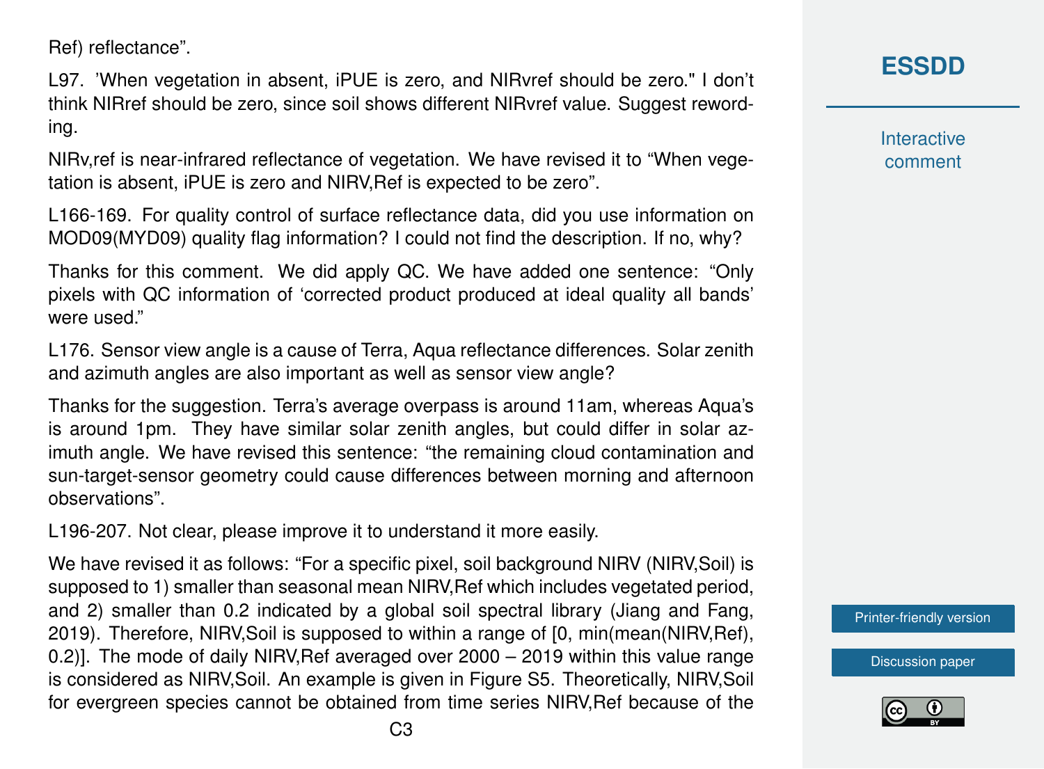Ref) reflectance".

L97. 'When vegetation in absent, iPUE is zero, and NIRvref should be zero." I don't think NIRref should be zero, since soil shows different NIRvref value. Suggest rewording.

NIRv,ref is near-infrared reflectance of vegetation. We have revised it to "When vegetation is absent, iPUE is zero and NIRV,Ref is expected to be zero".

L166-169. For quality control of surface reflectance data, did you use information on MOD09(MYD09) quality flag information? I could not find the description. If no, why?

Thanks for this comment. We did apply QC. We have added one sentence: "Only pixels with QC information of 'corrected product produced at ideal quality all bands' were used."

L176. Sensor view angle is a cause of Terra, Aqua reflectance differences. Solar zenith and azimuth angles are also important as well as sensor view angle?

Thanks for the suggestion. Terra's average overpass is around 11am, whereas Aqua's is around 1pm. They have similar solar zenith angles, but could differ in solar azimuth angle. We have revised this sentence: "the remaining cloud contamination and sun-target-sensor geometry could cause differences between morning and afternoon observations".

L196-207. Not clear, please improve it to understand it more easily.

We have revised it as follows: "For a specific pixel, soil background NIRV (NIRV,Soil) is supposed to 1) smaller than seasonal mean NIRV,Ref which includes vegetated period, and 2) smaller than 0.2 indicated by a global soil spectral library (Jiang and Fang, 2019). Therefore, NIRV,Soil is supposed to within a range of [0, min(mean(NIRV,Ref), 0.2)]. The mode of daily NIRV,Ref averaged over 2000 – 2019 within this value range is considered as NIRV,Soil. An example is given in Figure S5. Theoretically, NIRV,Soil for evergreen species cannot be obtained from time series NIRV,Ref because of the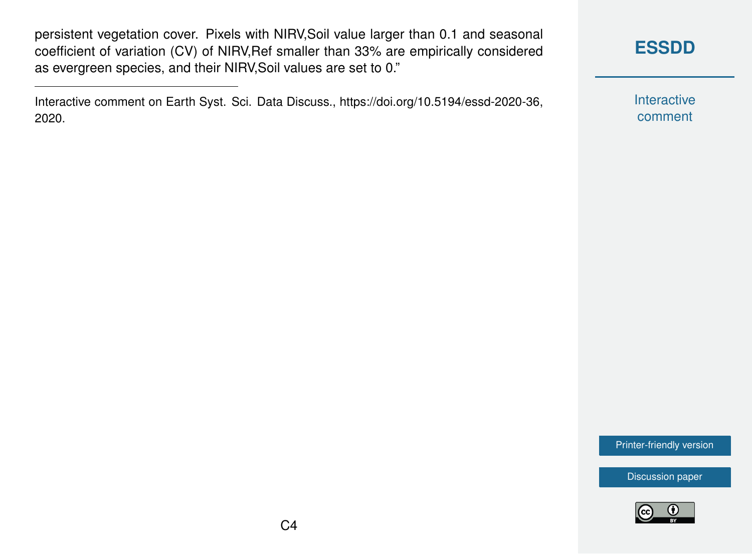persistent vegetation cover. Pixels with $NIR_{V,Soil}$ value larger than 0.1 and seasonal coefficient of variation (CV) of $NIR_{V,Ref}$ smaller than 33% are empirically considered as evergreen species, and their $NIR_{V,Soil}$ values are set to 0."

---

Interactive comment on Earth Syst. Sci. Data Discuss., https://doi.org/10.5194/essd-2020-36, 2020.